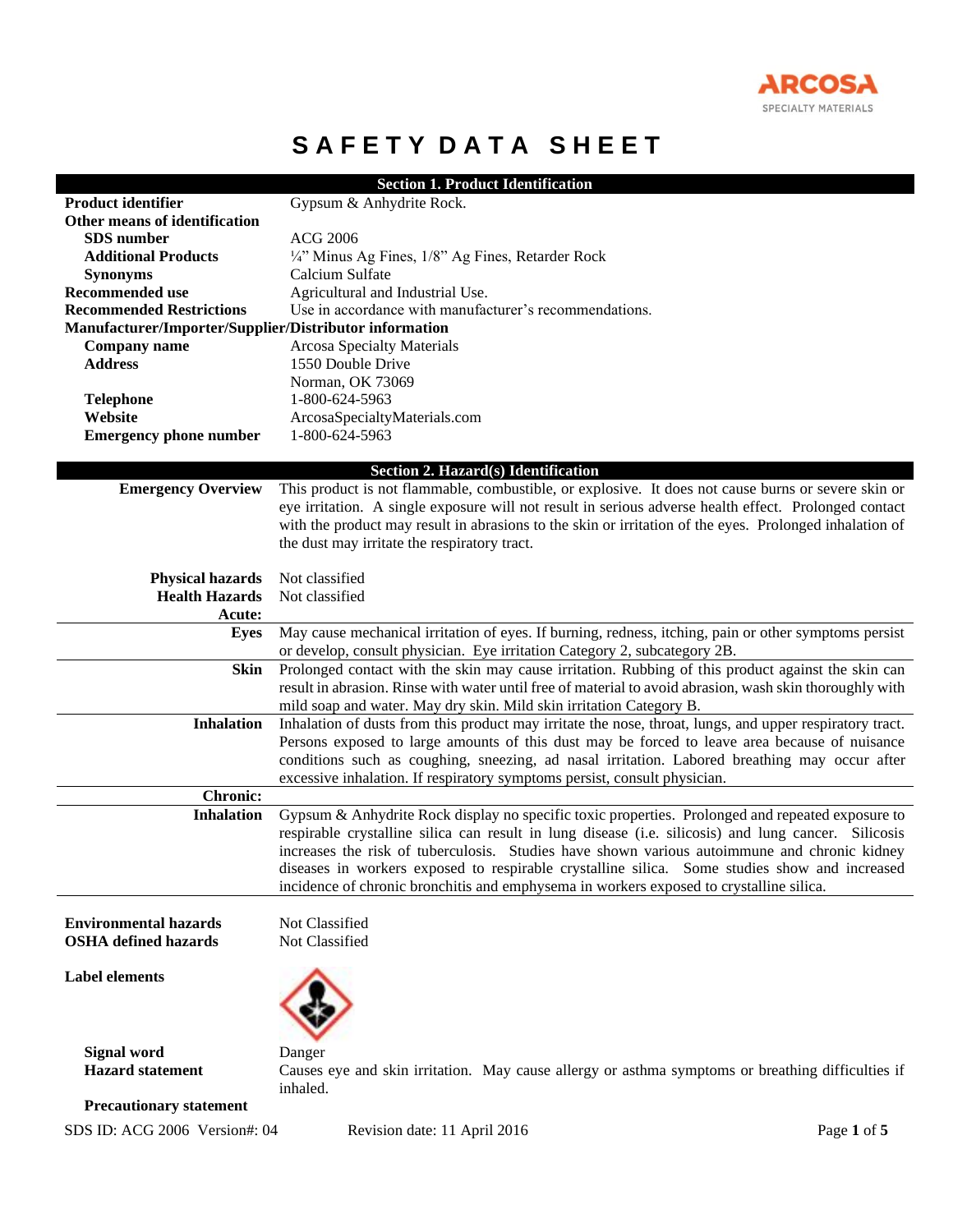# SAFETY DATA SHEET

## Section 1. Product Identification

| | |
|---|---|
| **Product identifier** | Gypsum & Anhydrite Rock. |
| **Other means of identification** | |
| **SDS number** | ACG 2006 |
| **Additional Products** | ¼" Minus Ag Fines, 1/8" Ag Fines, Retarder Rock |
| **Synonyms** | Calcium Sulfate |
| **Recommended use** | Agricultural and Industrial Use. |
| **Recommended Restrictions** | Use in accordance with manufacturer's recommendations. |
| **Manufacturer/Importer/Supplier/Distributor information** | |
| **Company name** | Arcosa Specialty Materials |
| **Address** | 1550 Double Drive<br>Norman, OK 73069 |
| **Telephone** | 1-800-624-5963 |
| **Website** | ArcosaSpecialtyMaterials.com |
| **Emergency phone number** | 1-800-624-5963 |

## Section 2. Hazard(s) Identification

**Emergency Overview** This product is not flammable, combustible, or explosive. It does not cause burns or severe skin or eye irritation. A single exposure will not result in serious adverse health effect. Prolonged contact with the product may result in abrasions to the skin or irritation of the eyes. Prolonged inhalation of the dust may irritate the respiratory tract.

**Physical hazards** Not classified

**Health Hazards** Not classified

**Acute:**

**Eyes** May cause mechanical irritation of eyes. If burning, redness, itching, pain or other symptoms persist or develop, consult physician. Eye irritation Category 2, subcategory 2B.

**Skin** Prolonged contact with the skin may cause irritation. Rubbing of this product against the skin can result in abrasion. Rinse with water until free of material to avoid abrasion, wash skin thoroughly with mild soap and water. May dry skin. Mild skin irritation Category B.

**Inhalation** Inhalation of dusts from this product may irritate the nose, throat, lungs, and upper respiratory tract. Persons exposed to large amounts of this dust may be forced to leave area because of nuisance conditions such as coughing, sneezing, ad nasal irritation. Labored breathing may occur after excessive inhalation. If respiratory symptoms persist, consult physician.

**Chronic:**

**Inhalation** Gypsum & Anhydrite Rock display no specific toxic properties. Prolonged and repeated exposure to respirable crystalline silica can result in lung disease (i.e. silicosis) and lung cancer. Silicosis increases the risk of tuberculosis. Studies have shown various autoimmune and chronic kidney diseases in workers exposed to respirable crystalline silica. Some studies show and increased incidence of chronic bronchitis and emphysema in workers exposed to crystalline silica.

**Environmental hazards** Not Classified

**OSHA defined hazards** Not Classified

**Label elements**

**Signal word** Danger

**Hazard statement** Causes eye and skin irritation. May cause allergy or asthma symptoms or breathing difficulties if inhaled.

**Precautionary statement**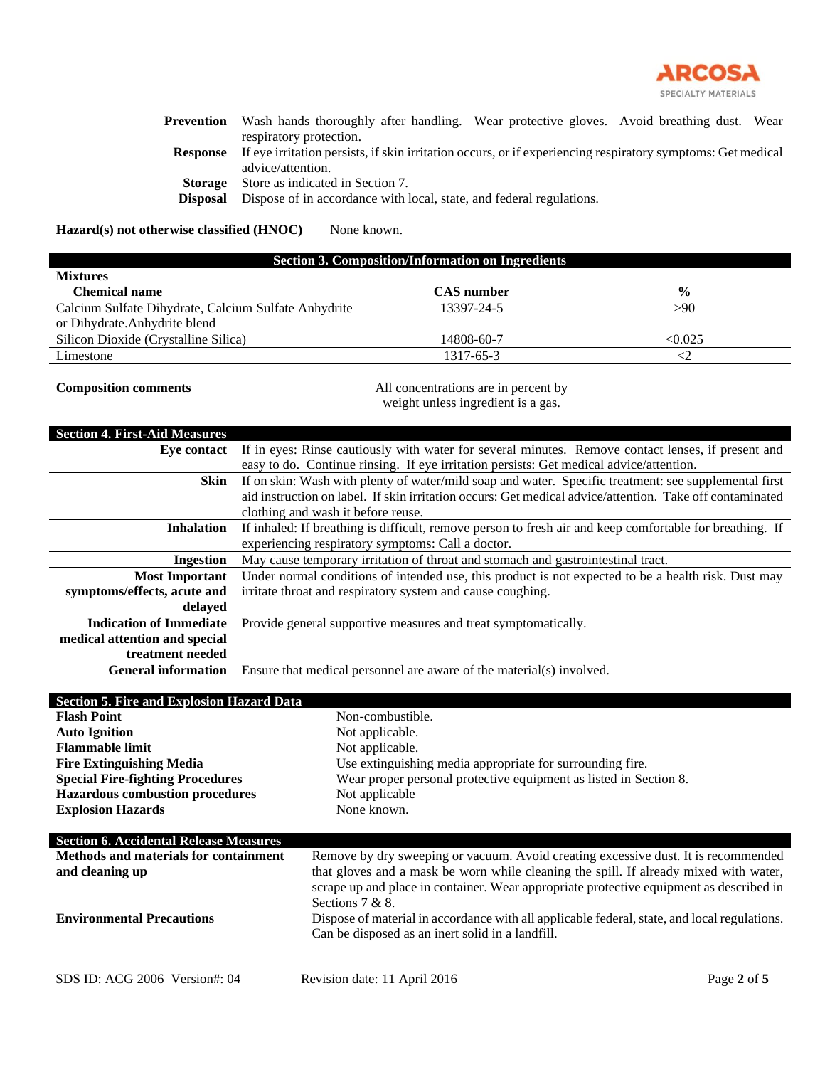| | |
|---|---|
| **Prevention** | Wash hands thoroughly after handling. Wear protective gloves. Avoid breathing dust. Wear respiratory protection. |
| **Response** | If eye irritation persists, if skin irritation occurs, or if experiencing respiratory symptoms: Get medical advice/attention. |
| **Storage** | Store as indicated in Section 7. |
| **Disposal** | Dispose of in accordance with local, state, and federal regulations. |

**Hazard(s) not otherwise classified (HNOC)** None known.

## Section 3. Composition/Information on Ingredients

**Mixtures**

| Chemical name | CAS number | % |
|---|---|---|
| Calcium Sulfate Dihydrate, Calcium Sulfate Anhydrite or Dihydrate.Anhydrite blend | 13397-24-5 | >90 |
| Silicon Dioxide (Crystalline Silica) | 14808-60-7 | <0.025 |
| Limestone | 1317-65-3 | <2 |

**Composition comments** All concentrations are in percent by weight unless ingredient is a gas.

## Section 4. First-Aid Measures

| | |
|---|---|
| **Eye contact** | If in eyes: Rinse cautiously with water for several minutes. Remove contact lenses, if present and easy to do. Continue rinsing. If eye irritation persists: Get medical advice/attention. |
| **Skin** | If on skin: Wash with plenty of water/mild soap and water. Specific treatment: see supplemental first aid instruction on label. If skin irritation occurs: Get medical advice/attention. Take off contaminated clothing and wash it before reuse. |
| **Inhalation** | If inhaled: If breathing is difficult, remove person to fresh air and keep comfortable for breathing. If experiencing respiratory symptoms: Call a doctor. |
| **Ingestion** | May cause temporary irritation of throat and stomach and gastrointestinal tract. |
| **Most Important symptoms/effects, acute and delayed** | Under normal conditions of intended use, this product is not expected to be a health risk. Dust may irritate throat and respiratory system and cause coughing. |
| **Indication of Immediate medical attention and special treatment needed** | Provide general supportive measures and treat symptomatically. |
| **General information** | Ensure that medical personnel are aware of the material(s) involved. |

## Section 5. Fire and Explosion Hazard Data

| | |
|---|---|
| **Flash Point** | Non-combustible. |
| **Auto Ignition** | Not applicable. |
| **Flammable limit** | Not applicable. |
| **Fire Extinguishing Media** | Use extinguishing media appropriate for surrounding fire. |
| **Special Fire-fighting Procedures** | Wear proper personal protective equipment as listed in Section 8. |
| **Hazardous combustion procedures** | Not applicable |
| **Explosion Hazards** | None known. |

## Section 6. Accidental Release Measures

| | |
|---|---|
| **Methods and materials for containment and cleaning up** | Remove by dry sweeping or vacuum. Avoid creating excessive dust. It is recommended that gloves and a mask be worn while cleaning the spill. If already mixed with water, scrape up and place in container. Wear appropriate protective equipment as described in Sections 7 & 8. |
| **Environmental Precautions** | Dispose of material in accordance with all applicable federal, state, and local regulations. Can be disposed as an inert solid in a landfill. |

SDS ID: ACG 2006 Version#: 04 Revision date: 11 April 2016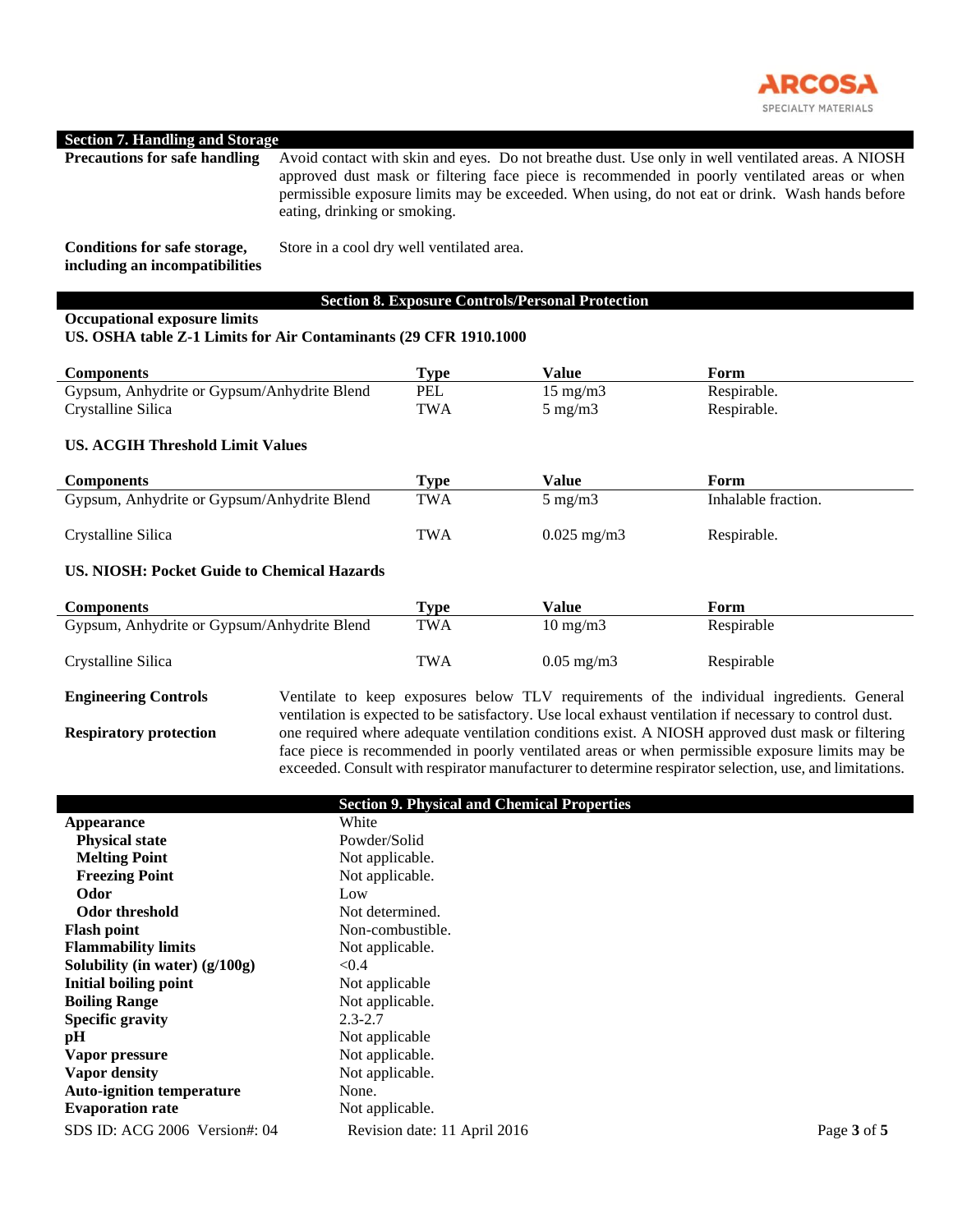## Section 7. Handling and Storage

**Precautions for safe handling** Avoid contact with skin and eyes. Do not breathe dust. Use only in well ventilated areas. A NIOSH approved dust mask or filtering face piece is recommended in poorly ventilated areas or when permissible exposure limits may be exceeded. When using, do not eat or drink. Wash hands before eating, drinking or smoking.

**Conditions for safe storage, including an incompatibilities** Store in a cool dry well ventilated area.

## Section 8. Exposure Controls/Personal Protection

**Occupational exposure limits**

**US. OSHA table Z-1 Limits for Air Contaminants (29 CFR 1910.1000**

| Components | Type | Value | Form |
|---|---|---|---|
| Gypsum, Anhydrite or Gypsum/Anhydrite Blend | PEL | 15 mg/m3 | Respirable. |
| Crystalline Silica | TWA | 5 mg/m3 | Respirable. |

**US. ACGIH Threshold Limit Values**

| Components | Type | Value | Form |
|---|---|---|---|
| Gypsum, Anhydrite or Gypsum/Anhydrite Blend | TWA | 5 mg/m3 | Inhalable fraction. |
| Crystalline Silica | TWA | 0.025 mg/m3 | Respirable. |

**US. NIOSH: Pocket Guide to Chemical Hazards**

| Components | Type | Value | Form |
|---|---|---|---|
| Gypsum, Anhydrite or Gypsum/Anhydrite Blend | TWA | 10 mg/m3 | Respirable |
| Crystalline Silica | TWA | 0.05 mg/m3 | Respirable |

**Engineering Controls** Ventilate to keep exposures below TLV requirements of the individual ingredients. General ventilation is expected to be satisfactory. Use local exhaust ventilation if necessary to control dust.

**Respiratory protection** one required where adequate ventilation conditions exist. A NIOSH approved dust mask or filtering face piece is recommended in poorly ventilated areas or when permissible exposure limits may be exceeded. Consult with respirator manufacturer to determine respirator selection, use, and limitations.

## Section 9. Physical and Chemical Properties

| | |
|---|---|
| **Appearance** | White |
| **Physical state** | Powder/Solid |
| **Melting Point** | Not applicable. |
| **Freezing Point** | Not applicable. |
| **Odor** | Low |
| **Odor threshold** | Not determined. |
| **Flash point** | Non-combustible. |
| **Flammability limits** | Not applicable. |
| **Solubility (in water) (g/100g)** | <0.4 |
| **Initial boiling point** | Not applicable |
| **Boiling Range** | Not applicable. |
| **Specific gravity** | 2.3-2.7 |
| **pH** | Not applicable |
| **Vapor pressure** | Not applicable. |
| **Vapor density** | Not applicable. |
| **Auto-ignition temperature** | None. |
| **Evaporation rate** | Not applicable. |

SDS ID: ACG 2006 Version#: 04 Revision date: 11 April 2016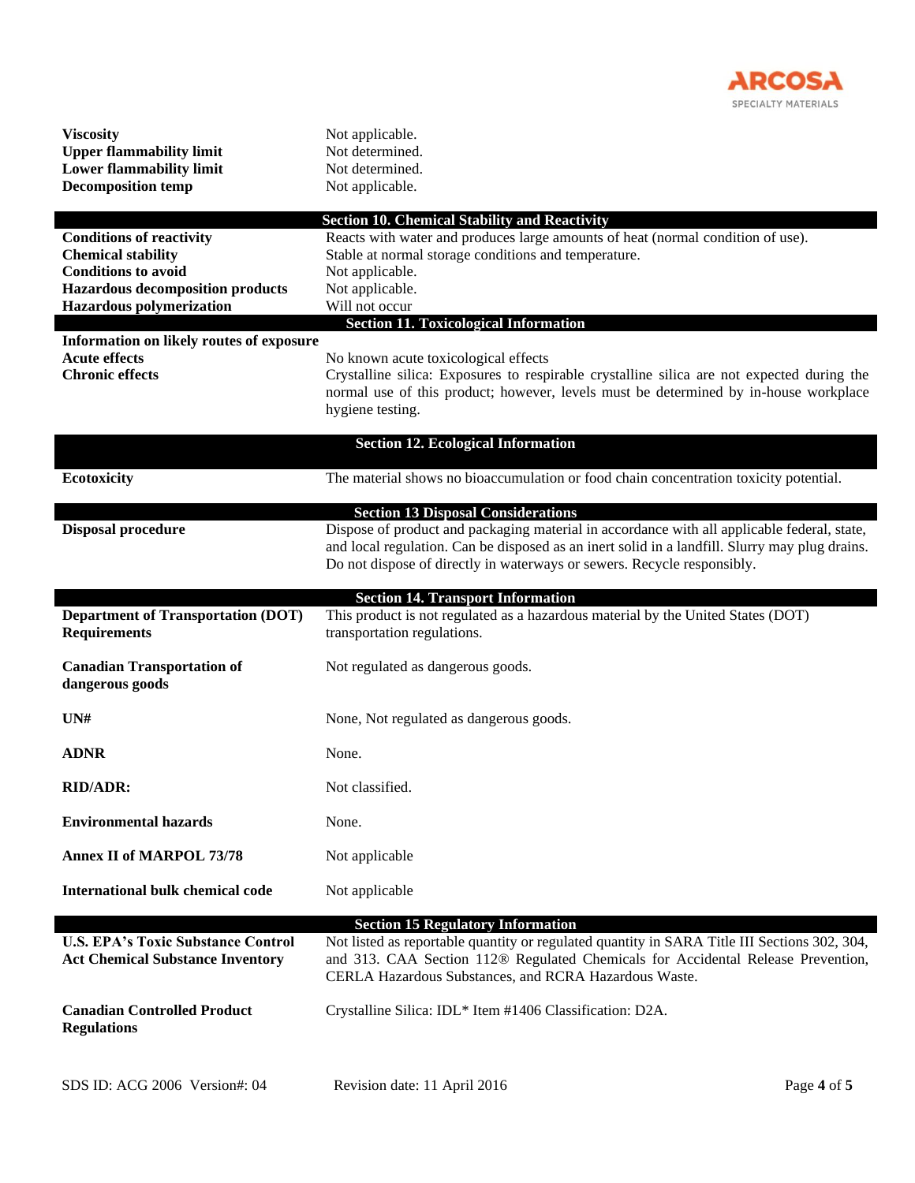| | |
|---|---|
| **Viscosity** | Not applicable. |
| **Upper flammability limit** | Not determined. |
| **Lower flammability limit** | Not determined. |
| **Decomposition temp** | Not applicable. |

## Section 10. Chemical Stability and Reactivity

| | |
|---|---|
| **Conditions of reactivity** | Reacts with water and produces large amounts of heat (normal condition of use). |
| **Chemical stability** | Stable at normal storage conditions and temperature. |
| **Conditions to avoid** | Not applicable. |
| **Hazardous decomposition products** | Not applicable. |
| **Hazardous polymerization** | Will not occur |

## Section 11. Toxicological Information

**Information on likely routes of exposure**

| | |
|---|---|
| **Acute effects** | No known acute toxicological effects |
| **Chronic effects** | Crystalline silica: Exposures to respirable crystalline silica are not expected during the normal use of this product; however, levels must be determined by in-house workplace hygiene testing. |

## Section 12. Ecological Information

| | |
|---|---|
| **Ecotoxicity** | The material shows no bioaccumulation or food chain concentration toxicity potential. |

## Section 13 Disposal Considerations

| | |
|---|---|
| **Disposal procedure** | Dispose of product and packaging material in accordance with all applicable federal, state, and local regulation. Can be disposed as an inert solid in a landfill. Slurry may plug drains. Do not dispose of directly in waterways or sewers. Recycle responsibly. |

## Section 14. Transport Information

| | |
|---|---|
| **Department of Transportation (DOT) Requirements** | This product is not regulated as a hazardous material by the United States (DOT) transportation regulations. |
| **Canadian Transportation of dangerous goods** | Not regulated as dangerous goods. |
| **UN#** | None, Not regulated as dangerous goods. |
| **ADNR** | None. |
| **RID/ADR:** | Not classified. |
| **Environmental hazards** | None. |
| **Annex II of MARPOL 73/78** | Not applicable |
| **International bulk chemical code** | Not applicable |

## Section 15 Regulatory Information

| | |
|---|---|
| **U.S. EPA's Toxic Substance Control Act Chemical Substance Inventory** | Not listed as reportable quantity or regulated quantity in SARA Title III Sections 302, 304, and 313. CAA Section 112® Regulated Chemicals for Accidental Release Prevention, CERLA Hazardous Substances, and RCRA Hazardous Waste. |
| **Canadian Controlled Product Regulations** | Crystalline Silica: IDL* Item #1406 Classification: D2A. |

SDS ID: ACG 2006 Version#: 04 Revision date: 11 April 2016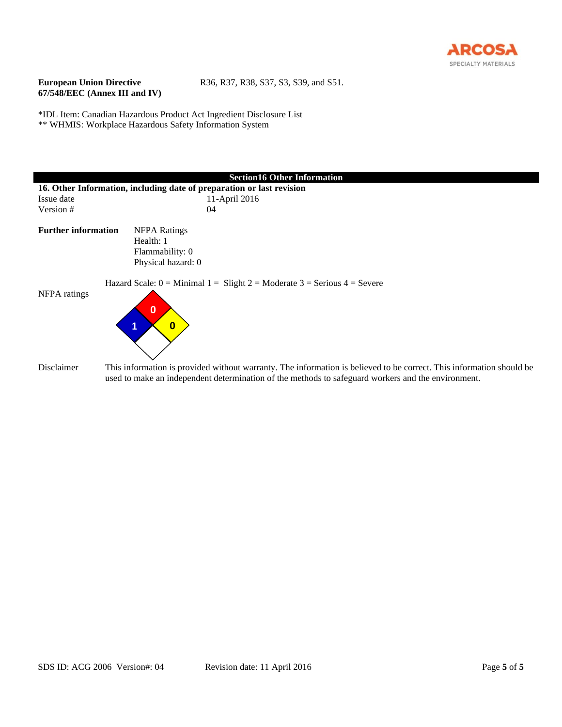| | |
|---|---|
| **European Union Directive 67/548/EEC (Annex III and IV)** | R36, R37, R38, S37, S3, S39, and S51. |

*IDL Item: Canadian Hazardous Product Act Ingredient Disclosure List
** WHMIS: Workplace Hazardous Safety Information System

## Section16 Other Information

**16. Other Information, including date of preparation or last revision**

| | |
|---|---|
| Issue date | 11-April 2016 |
| Version # | 04 |

**Further information**

NFPA Ratings
Health: 1
Flammability: 0
Physical hazard: 0

Hazard Scale: 0 = Minimal 1 = Slight 2 = Moderate 3 = Serious 4 = Severe

NFPA ratings

0
1
0

Disclaimer

This information is provided without warranty. The information is believed to be correct. This information should be used to make an independent determination of the methods to safeguard workers and the environment.